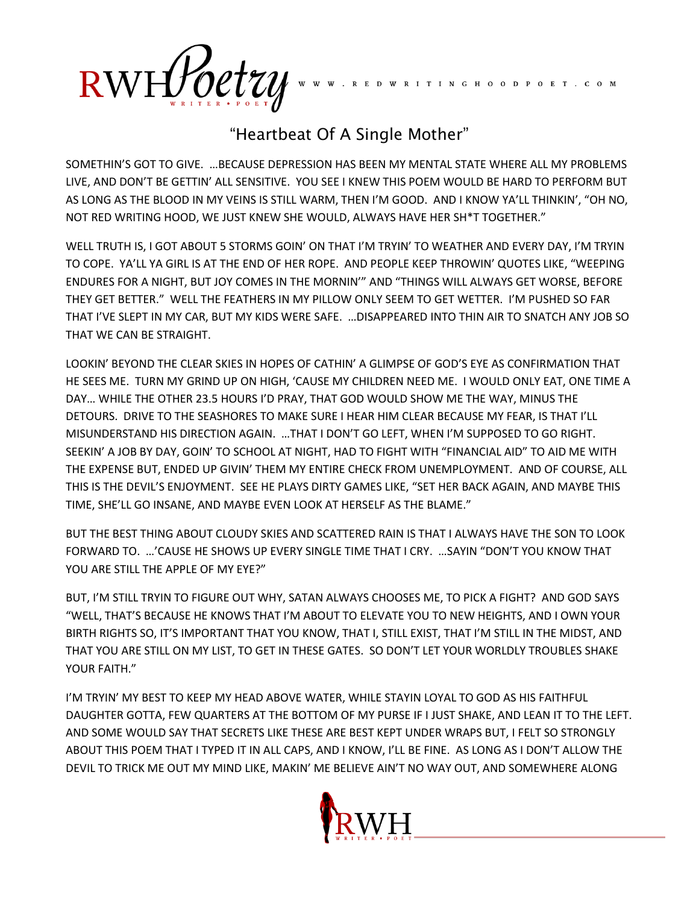# "Heartbeat Of A Single Mother"

SOMETHIN'S GOT TO GIVE. …BECAUSE DEPRESSION HAS BEEN MY MENTAL STATE WHERE ALL MY PROBLEMS LIVE, AND DON'T BE GETTIN' ALL SENSITIVE. YOU SEE I KNEW THIS POEM WOULD BE HARD TO PERFORM BUT AS LONG AS THE BLOOD IN MY VEINS IS STILL WARM, THEN I'M GOOD. AND I KNOW YA'LL THINKIN', "OH NO, NOT RED WRITING HOOD, WE JUST KNEW SHE WOULD, ALWAYS HAVE HER SH*T TOGETHER."

WELL TRUTH IS, I GOT ABOUT 5 STORMS GOIN' ON THAT I'M TRYIN' TO WEATHER AND EVERY DAY, I'M TRYIN TO COPE. YA'LL YA GIRL IS AT THE END OF HER ROPE. AND PEOPLE KEEP THROWIN' QUOTES LIKE, "WEEPING ENDURES FOR A NIGHT, BUT JOY COMES IN THE MORNIN'" AND "THINGS WILL ALWAYS GET WORSE, BEFORE THEY GET BETTER." WELL THE FEATHERS IN MY PILLOW ONLY SEEM TO GET WETTER. I'M PUSHED SO FAR THAT I'VE SLEPT IN MY CAR, BUT MY KIDS WERE SAFE. …DISAPPEARED INTO THIN AIR TO SNATCH ANY JOB SO THAT WE CAN BE STRAIGHT.

LOOKIN' BEYOND THE CLEAR SKIES IN HOPES OF CATHIN' A GLIMPSE OF GOD'S EYE AS CONFIRMATION THAT HE SEES ME. TURN MY GRIND UP ON HIGH, 'CAUSE MY CHILDREN NEED ME. I WOULD ONLY EAT, ONE TIME A DAY… WHILE THE OTHER 23.5 HOURS I'D PRAY, THAT GOD WOULD SHOW ME THE WAY, MINUS THE DETOURS. DRIVE TO THE SEASHORES TO MAKE SURE I HEAR HIM CLEAR BECAUSE MY FEAR, IS THAT I'LL MISUNDERSTAND HIS DIRECTION AGAIN. …THAT I DON'T GO LEFT, WHEN I'M SUPPOSED TO GO RIGHT. SEEKIN' A JOB BY DAY, GOIN' TO SCHOOL AT NIGHT, HAD TO FIGHT WITH "FINANCIAL AID" TO AID ME WITH THE EXPENSE BUT, ENDED UP GIVIN' THEM MY ENTIRE CHECK FROM UNEMPLOYMENT. AND OF COURSE, ALL THIS IS THE DEVIL'S ENJOYMENT. SEE HE PLAYS DIRTY GAMES LIKE, "SET HER BACK AGAIN, AND MAYBE THIS TIME, SHE'LL GO INSANE, AND MAYBE EVEN LOOK AT HERSELF AS THE BLAME."

BUT THE BEST THING ABOUT CLOUDY SKIES AND SCATTERED RAIN IS THAT I ALWAYS HAVE THE SON TO LOOK FORWARD TO. …'CAUSE HE SHOWS UP EVERY SINGLE TIME THAT I CRY. …SAYIN "DON'T YOU KNOW THAT YOU ARE STILL THE APPLE OF MY EYE?"

BUT, I'M STILL TRYIN TO FIGURE OUT WHY, SATAN ALWAYS CHOOSES ME, TO PICK A FIGHT? AND GOD SAYS "WELL, THAT'S BECAUSE HE KNOWS THAT I'M ABOUT TO ELEVATE YOU TO NEW HEIGHTS, AND I OWN YOUR BIRTH RIGHTS SO, IT'S IMPORTANT THAT YOU KNOW, THAT I, STILL EXIST, THAT I'M STILL IN THE MIDST, AND THAT YOU ARE STILL ON MY LIST, TO GET IN THESE GATES. SO DON'T LET YOUR WORLDLY TROUBLES SHAKE YOUR FAITH."

I'M TRYIN' MY BEST TO KEEP MY HEAD ABOVE WATER, WHILE STAYIN LOYAL TO GOD AS HIS FAITHFUL DAUGHTER GOTTA, FEW QUARTERS AT THE BOTTOM OF MY PURSE IF I JUST SHAKE, AND LEAN IT TO THE LEFT. AND SOME WOULD SAY THAT SECRETS LIKE THESE ARE BEST KEPT UNDER WRAPS BUT, I FELT SO STRONGLY ABOUT THIS POEM THAT I TYPED IT IN ALL CAPS, AND I KNOW, I'LL BE FINE. AS LONG AS I DON'T ALLOW THE DEVIL TO TRICK ME OUT MY MIND LIKE, MAKIN' ME BELIEVE AIN'T NO WAY OUT, AND SOMEWHERE ALONG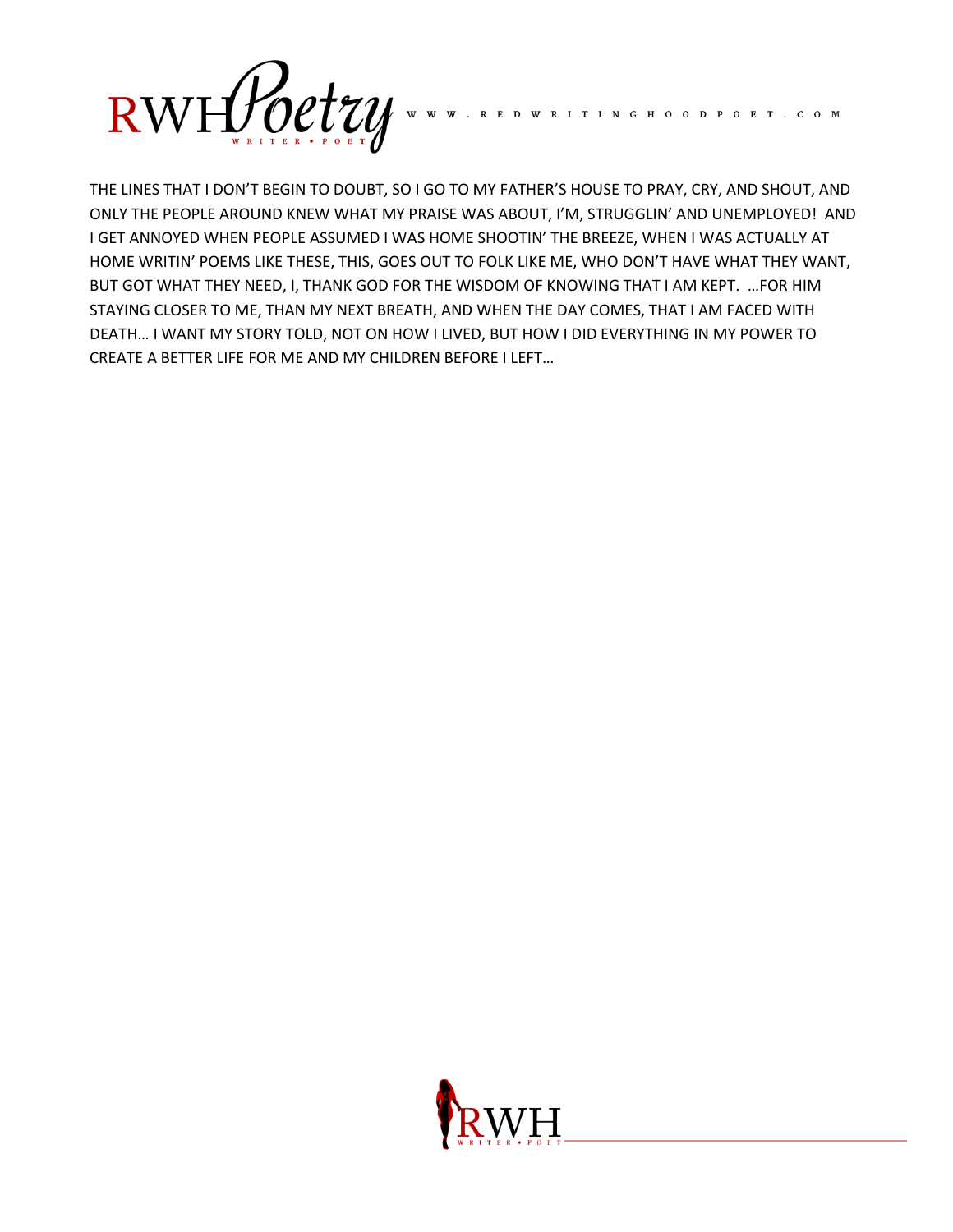THE LINES THAT I DON'T BEGIN TO DOUBT, SO I GO TO MY FATHER'S HOUSE TO PRAY, CRY, AND SHOUT, AND ONLY THE PEOPLE AROUND KNEW WHAT MY PRAISE WAS ABOUT, I'M, STRUGGLIN' AND UNEMPLOYED! AND I GET ANNOYED WHEN PEOPLE ASSUMED I WAS HOME SHOOTIN' THE BREEZE, WHEN I WAS ACTUALLY AT HOME WRITIN' POEMS LIKE THESE, THIS, GOES OUT TO FOLK LIKE ME, WHO DON'T HAVE WHAT THEY WANT, BUT GOT WHAT THEY NEED, I, THANK GOD FOR THE WISDOM OF KNOWING THAT I AM KEPT. …FOR HIM STAYING CLOSER TO ME, THAN MY NEXT BREATH, AND WHEN THE DAY COMES, THAT I AM FACED WITH DEATH… I WANT MY STORY TOLD, NOT ON HOW I LIVED, BUT HOW I DID EVERYTHING IN MY POWER TO CREATE A BETTER LIFE FOR ME AND MY CHILDREN BEFORE I LEFT…